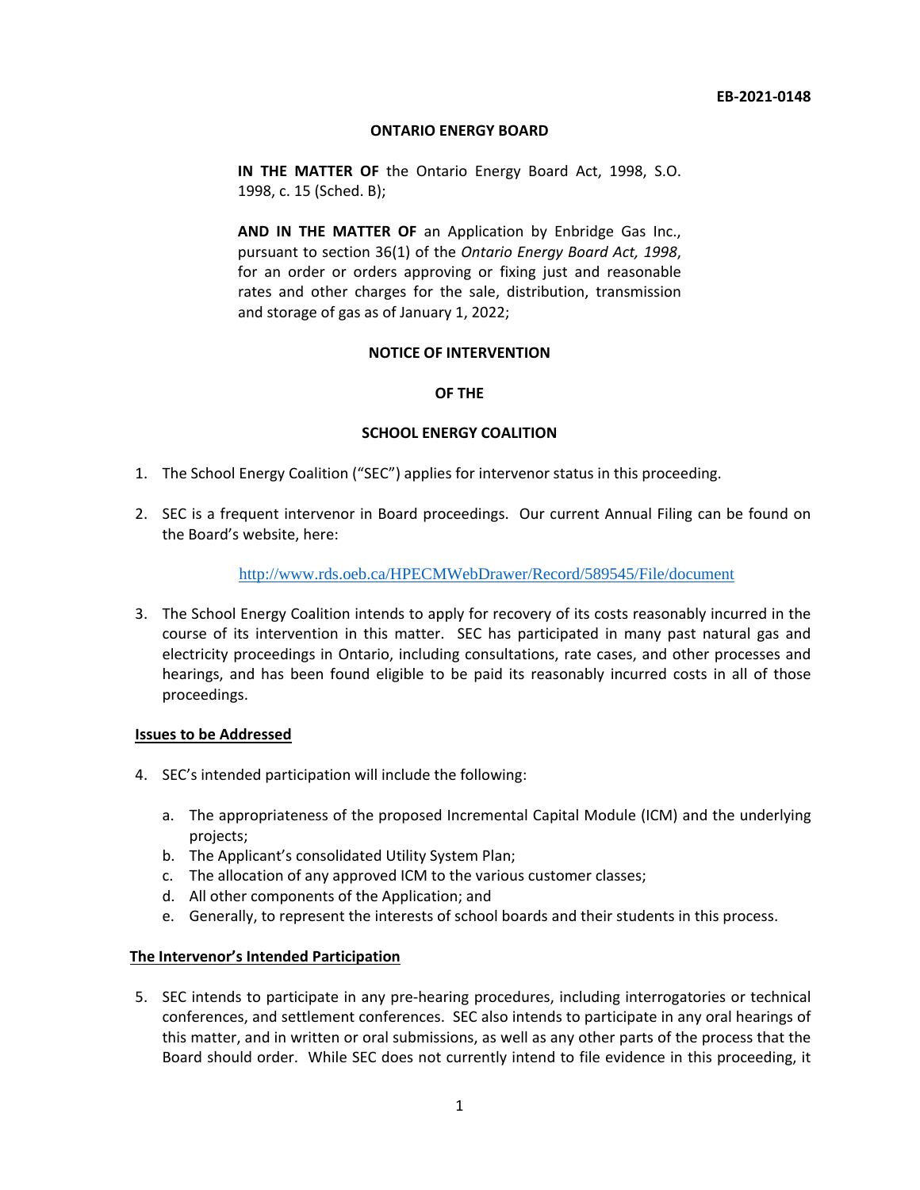**EB-2021-0148**

**ONTARIO ENERGY BOARD**

**IN THE MATTER OF** the Ontario Energy Board Act, 1998, S.O. 1998, c. 15 (Sched. B);

**AND IN THE MATTER OF** an Application by Enbridge Gas Inc., pursuant to section 36(1) of the *Ontario Energy Board Act, 1998*, for an order or orders approving or fixing just and reasonable rates and other charges for the sale, distribution, transmission and storage of gas as of January 1, 2022;

**NOTICE OF INTERVENTION**

**OF THE**

**SCHOOL ENERGY COALITION**

1. The School Energy Coalition ("SEC") applies for intervenor status in this proceeding.

2. SEC is a frequent intervenor in Board proceedings. Our current Annual Filing can be found on the Board's website, here:

   http://www.rds.oeb.ca/HPECMWebDrawer/Record/589545/File/document

3. The School Energy Coalition intends to apply for recovery of its costs reasonably incurred in the course of its intervention in this matter. SEC has participated in many past natural gas and electricity proceedings in Ontario, including consultations, rate cases, and other processes and hearings, and has been found eligible to be paid its reasonably incurred costs in all of those proceedings.

**Issues to be Addressed**

4. SEC's intended participation will include the following:

   a. The appropriateness of the proposed Incremental Capital Module (ICM) and the underlying projects;
   b. The Applicant's consolidated Utility System Plan;
   c. The allocation of any approved ICM to the various customer classes;
   d. All other components of the Application; and
   e. Generally, to represent the interests of school boards and their students in this process.

**The Intervenor's Intended Participation**

5. SEC intends to participate in any pre-hearing procedures, including interrogatories or technical conferences, and settlement conferences. SEC also intends to participate in any oral hearings of this matter, and in written or oral submissions, as well as any other parts of the process that the Board should order. While SEC does not currently intend to file evidence in this proceeding, it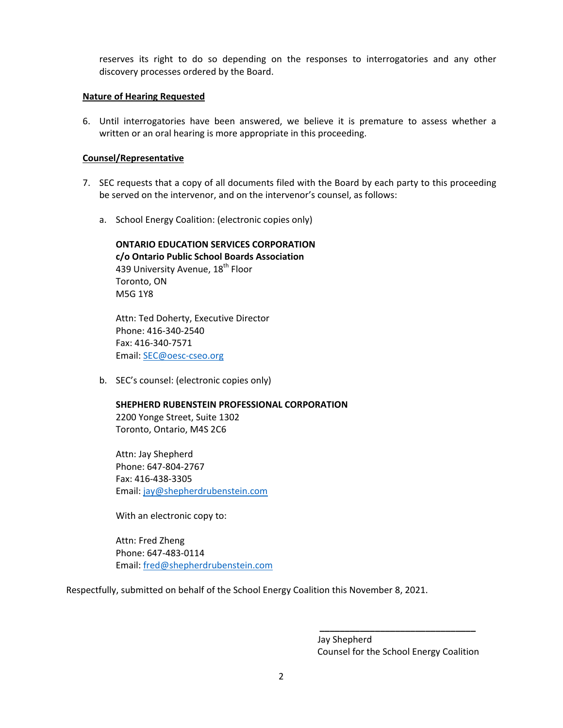reserves its right to do so depending on the responses to interrogatories and any other discovery processes ordered by the Board.

**Nature of Hearing Requested**

6. Until interrogatories have been answered, we believe it is premature to assess whether a written or an oral hearing is more appropriate in this proceeding.

**Counsel/Representative**

7. SEC requests that a copy of all documents filed with the Board by each party to this proceeding be served on the intervenor, and on the intervenor's counsel, as follows:

   a. School Energy Coalition: (electronic copies only)

      **ONTARIO EDUCATION SERVICES CORPORATION**
      **c/o Ontario Public School Boards Association**
      439 University Avenue, 18th Floor
      Toronto, ON
      M5G 1Y8

      Attn: Ted Doherty, Executive Director
      Phone: 416-340-2540
      Fax: 416-340-7571
      Email: SEC@oesc-cseo.org

   b. SEC's counsel: (electronic copies only)

      **SHEPHERD RUBENSTEIN PROFESSIONAL CORPORATION**
      2200 Yonge Street, Suite 1302
      Toronto, Ontario, M4S 2C6

      Attn: Jay Shepherd
      Phone: 647-804-2767
      Fax: 416-438-3305
      Email: jay@shepherdrubenstein.com

      With an electronic copy to:

      Attn: Fred Zheng
      Phone: 647-483-0114
      Email: fred@shepherdrubenstein.com

Respectfully, submitted on behalf of the School Energy Coalition this November 8, 2021.

_______________________________
Jay Shepherd
Counsel for the School Energy Coalition